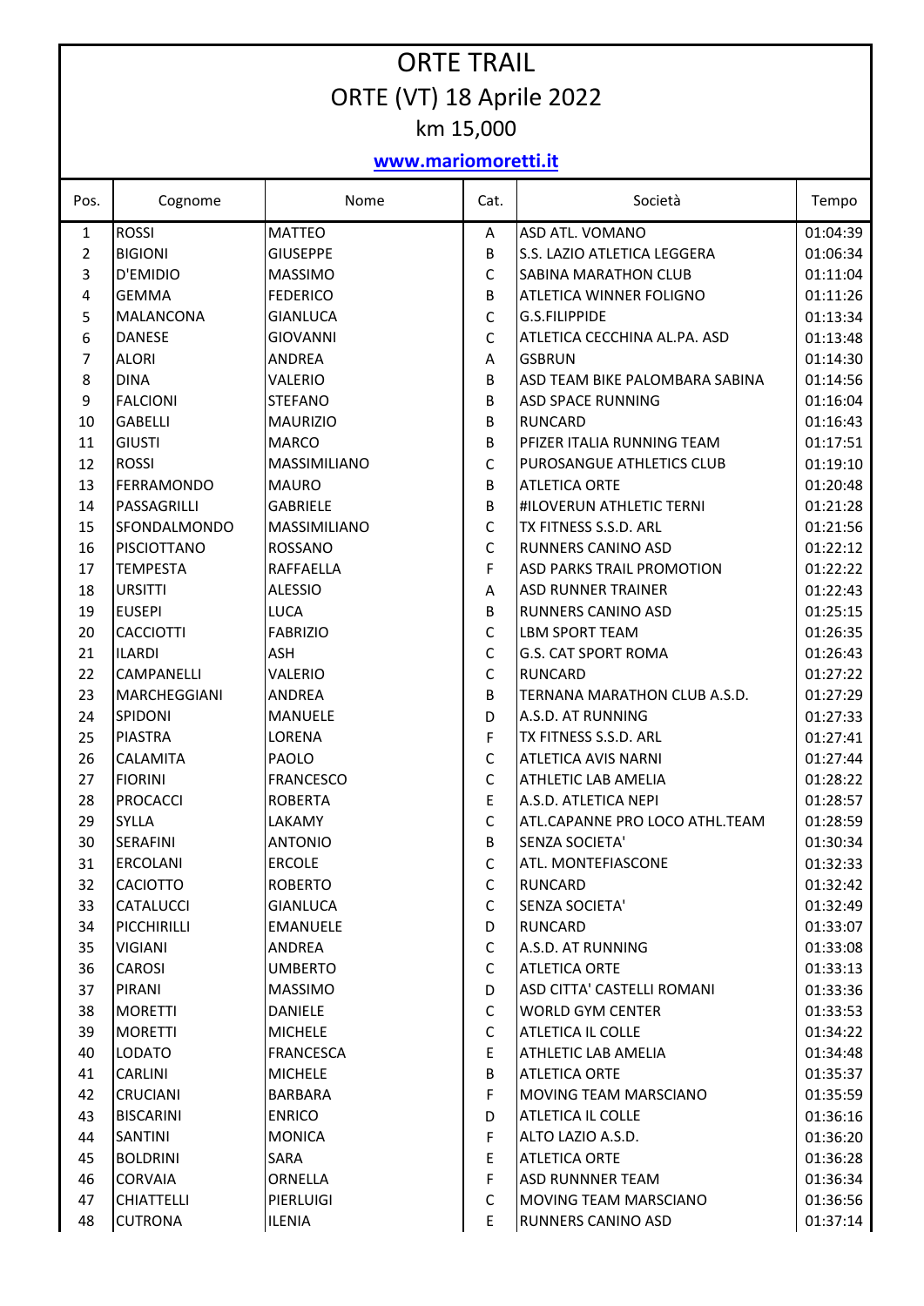# ORTE TRAIL

## ORTE (VT) 18 Aprile 2022

### km 15,000

**www.mariomoretti.it**

| Pos. | Cognome | Nome | Cat. | Società | Tempo |
|---|---|---|---|---|---|
| 1 | ROSSI | MATTEO | A | ASD ATL. VOMANO | 01:04:39 |
| 2 | BIGIONI | GIUSEPPE | B | S.S. LAZIO ATLETICA LEGGERA | 01:06:34 |
| 3 | D'EMIDIO | MASSIMO | C | SABINA MARATHON CLUB | 01:11:04 |
| 4 | GEMMA | FEDERICO | B | ATLETICA WINNER FOLIGNO | 01:11:26 |
| 5 | MALANCONA | GIANLUCA | C | G.S.FILIPPIDE | 01:13:34 |
| 6 | DANESE | GIOVANNI | C | ATLETICA CECCHINA AL.PA. ASD | 01:13:48 |
| 7 | ALORI | ANDREA | A | GSBRUN | 01:14:30 |
| 8 | DINA | VALERIO | B | ASD TEAM BIKE PALOMBARA SABINA | 01:14:56 |
| 9 | FALCIONI | STEFANO | B | ASD SPACE RUNNING | 01:16:04 |
| 10 | GABELLI | MAURIZIO | B | RUNCARD | 01:16:43 |
| 11 | GIUSTI | MARCO | B | PFIZER ITALIA RUNNING TEAM | 01:17:51 |
| 12 | ROSSI | MASSIMILIANO | C | PUROSANGUE ATHLETICS CLUB | 01:19:10 |
| 13 | FERRAMONDO | MAURO | B | ATLETICA ORTE | 01:20:48 |
| 14 | PASSAGRILLI | GABRIELE | B | #ILOVERUN ATHLETIC TERNI | 01:21:28 |
| 15 | SFONDALMONDO | MASSIMILIANO | C | TX FITNESS S.S.D. ARL | 01:21:56 |
| 16 | PISCIOTTANO | ROSSANO | C | RUNNERS CANINO ASD | 01:22:12 |
| 17 | TEMPESTA | RAFFAELLA | F | ASD PARKS TRAIL PROMOTION | 01:22:22 |
| 18 | URSITTI | ALESSIO | A | ASD RUNNER TRAINER | 01:22:43 |
| 19 | EUSEPI | LUCA | B | RUNNERS CANINO ASD | 01:25:15 |
| 20 | CACCIOTTI | FABRIZIO | C | LBM SPORT TEAM | 01:26:35 |
| 21 | ILARDI | ASH | C | G.S. CAT SPORT ROMA | 01:26:43 |
| 22 | CAMPANELLI | VALERIO | C | RUNCARD | 01:27:22 |
| 23 | MARCHEGGIANI | ANDREA | B | TERNANA MARATHON CLUB A.S.D. | 01:27:29 |
| 24 | SPIDONI | MANUELE | D | A.S.D. AT RUNNING | 01:27:33 |
| 25 | PIASTRA | LORENA | F | TX FITNESS S.S.D. ARL | 01:27:41 |
| 26 | CALAMITA | PAOLO | C | ATLETICA AVIS NARNI | 01:27:44 |
| 27 | FIORINI | FRANCESCO | C | ATHLETIC LAB AMELIA | 01:28:22 |
| 28 | PROCACCI | ROBERTA | E | A.S.D. ATLETICA NEPI | 01:28:57 |
| 29 | SYLLA | LAKAMY | C | ATL.CAPANNE PRO LOCO ATHL.TEAM | 01:28:59 |
| 30 | SERAFINI | ANTONIO | B | SENZA SOCIETA' | 01:30:34 |
| 31 | ERCOLANI | ERCOLE | C | ATL. MONTEFIASCONE | 01:32:33 |
| 32 | CACIOTTO | ROBERTO | C | RUNCARD | 01:32:42 |
| 33 | CATALUCCI | GIANLUCA | C | SENZA SOCIETA' | 01:32:49 |
| 34 | PICCHIRILLI | EMANUELE | D | RUNCARD | 01:33:07 |
| 35 | VIGIANI | ANDREA | C | A.S.D. AT RUNNING | 01:33:08 |
| 36 | CAROSI | UMBERTO | C | ATLETICA ORTE | 01:33:13 |
| 37 | PIRANI | MASSIMO | D | ASD CITTA' CASTELLI ROMANI | 01:33:36 |
| 38 | MORETTI | DANIELE | C | WORLD GYM CENTER | 01:33:53 |
| 39 | MORETTI | MICHELE | C | ATLETICA IL COLLE | 01:34:22 |
| 40 | LODATO | FRANCESCA | E | ATHLETIC LAB AMELIA | 01:34:48 |
| 41 | CARLINI | MICHELE | B | ATLETICA ORTE | 01:35:37 |
| 42 | CRUCIANI | BARBARA | F | MOVING TEAM MARSCIANO | 01:35:59 |
| 43 | BISCARINI | ENRICO | D | ATLETICA IL COLLE | 01:36:16 |
| 44 | SANTINI | MONICA | F | ALTO LAZIO A.S.D. | 01:36:20 |
| 45 | BOLDRINI | SARA | E | ATLETICA ORTE | 01:36:28 |
| 46 | CORVAIA | ORNELLA | F | ASD RUNNNER TEAM | 01:36:34 |
| 47 | CHIATTELLI | PIERLUIGI | C | MOVING TEAM MARSCIANO | 01:36:56 |
| 48 | CUTRONA | ILENIA | E | RUNNERS CANINO ASD | 01:37:14 |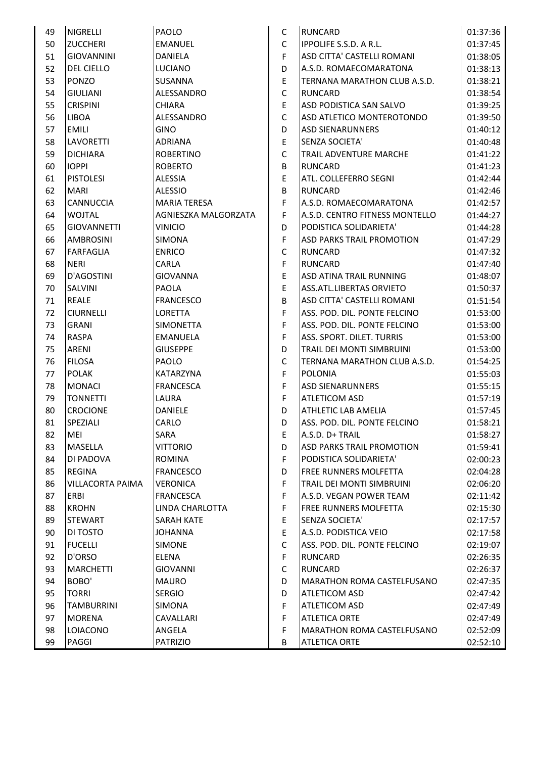| | | | | | |
|---|---|---|---|---|---|
| 49 | NIGRELLI | PAOLO | C | RUNCARD | 01:37:36 |
| 50 | ZUCCHERI | EMANUEL | C | IPPOLIFE S.S.D. A R.L. | 01:37:45 |
| 51 | GIOVANNINI | DANIELA | F | ASD CITTA' CASTELLI ROMANI | 01:38:05 |
| 52 | DEL CIELLO | LUCIANO | D | A.S.D. ROMAECOMARATONA | 01:38:13 |
| 53 | PONZO | SUSANNA | E | TERNANA MARATHON CLUB A.S.D. | 01:38:21 |
| 54 | GIULIANI | ALESSANDRO | C | RUNCARD | 01:38:54 |
| 55 | CRISPINI | CHIARA | E | ASD PODISTICA SAN SALVO | 01:39:25 |
| 56 | LIBOA | ALESSANDRO | C | ASD ATLETICO MONTEROTONDO | 01:39:50 |
| 57 | EMILI | GINO | D | ASD SIENARUNNERS | 01:40:12 |
| 58 | LAVORETTI | ADRIANA | E | SENZA SOCIETA' | 01:40:48 |
| 59 | DICHIARA | ROBERTINO | C | TRAIL ADVENTURE MARCHE | 01:41:22 |
| 60 | IOPPI | ROBERTO | B | RUNCARD | 01:41:23 |
| 61 | PISTOLESI | ALESSIA | E | ATL. COLLEFERRO SEGNI | 01:42:44 |
| 62 | MARI | ALESSIO | B | RUNCARD | 01:42:46 |
| 63 | CANNUCCIA | MARIA TERESA | F | A.S.D. ROMAECOMARATONA | 01:42:57 |
| 64 | WOJTAL | AGNIESZKA MALGORZATA | F | A.S.D. CENTRO FITNESS MONTELLO | 01:44:27 |
| 65 | GIOVANNETTI | VINICIO | D | PODISTICA SOLIDARIETA' | 01:44:28 |
| 66 | AMBROSINI | SIMONA | F | ASD PARKS TRAIL PROMOTION | 01:47:29 |
| 67 | FARFAGLIA | ENRICO | C | RUNCARD | 01:47:32 |
| 68 | NERI | CARLA | F | RUNCARD | 01:47:40 |
| 69 | D'AGOSTINI | GIOVANNA | E | ASD ATINA TRAIL RUNNING | 01:48:07 |
| 70 | SALVINI | PAOLA | E | ASS.ATL.LIBERTAS ORVIETO | 01:50:37 |
| 71 | REALE | FRANCESCO | B | ASD CITTA' CASTELLI ROMANI | 01:51:54 |
| 72 | CIURNELLI | LORETTA | F | ASS. POD. DIL. PONTE FELCINO | 01:53:00 |
| 73 | GRANI | SIMONETTA | F | ASS. POD. DIL. PONTE FELCINO | 01:53:00 |
| 74 | RASPA | EMANUELA | F | ASS. SPORT. DILET. TURRIS | 01:53:00 |
| 75 | ARENI | GIUSEPPE | D | TRAIL DEI MONTI SIMBRUINI | 01:53:00 |
| 76 | FILOSA | PAOLO | C | TERNANA MARATHON CLUB A.S.D. | 01:54:25 |
| 77 | POLAK | KATARZYNA | F | POLONIA | 01:55:03 |
| 78 | MONACI | FRANCESCA | F | ASD SIENARUNNERS | 01:55:15 |
| 79 | TONNETTI | LAURA | F | ATLETICOM ASD | 01:57:19 |
| 80 | CROCIONE | DANIELE | D | ATHLETIC LAB AMELIA | 01:57:45 |
| 81 | SPEZIALI | CARLO | D | ASS. POD. DIL. PONTE FELCINO | 01:58:21 |
| 82 | MEI | SARA | E | A.S.D. D+ TRAIL | 01:58:27 |
| 83 | MASELLA | VITTORIO | D | ASD PARKS TRAIL PROMOTION | 01:59:41 |
| 84 | DI PADOVA | ROMINA | F | PODISTICA SOLIDARIETA' | 02:00:23 |
| 85 | REGINA | FRANCESCO | D | FREE RUNNERS MOLFETTA | 02:04:28 |
| 86 | VILLACORTA PAIMA | VERONICA | F | TRAIL DEI MONTI SIMBRUINI | 02:06:20 |
| 87 | ERBI | FRANCESCA | F | A.S.D. VEGAN POWER TEAM | 02:11:42 |
| 88 | KROHN | LINDA CHARLOTTA | F | FREE RUNNERS MOLFETTA | 02:15:30 |
| 89 | STEWART | SARAH KATE | E | SENZA SOCIETA' | 02:17:57 |
| 90 | DI TOSTO | JOHANNA | E | A.S.D. PODISTICA VEIO | 02:17:58 |
| 91 | FUCELLI | SIMONE | C | ASS. POD. DIL. PONTE FELCINO | 02:19:07 |
| 92 | D'ORSO | ELENA | F | RUNCARD | 02:26:35 |
| 93 | MARCHETTI | GIOVANNI | C | RUNCARD | 02:26:37 |
| 94 | BOBO' | MAURO | D | MARATHON ROMA CASTELFUSANO | 02:47:35 |
| 95 | TORRI | SERGIO | D | ATLETICOM ASD | 02:47:42 |
| 96 | TAMBURRINI | SIMONA | F | ATLETICOM ASD | 02:47:49 |
| 97 | MORENA | CAVALLARI | F | ATLETICA ORTE | 02:47:49 |
| 98 | LOIACONO | ANGELA | F | MARATHON ROMA CASTELFUSANO | 02:52:09 |
| 99 | PAGGI | PATRIZIO | B | ATLETICA ORTE | 02:52:10 |